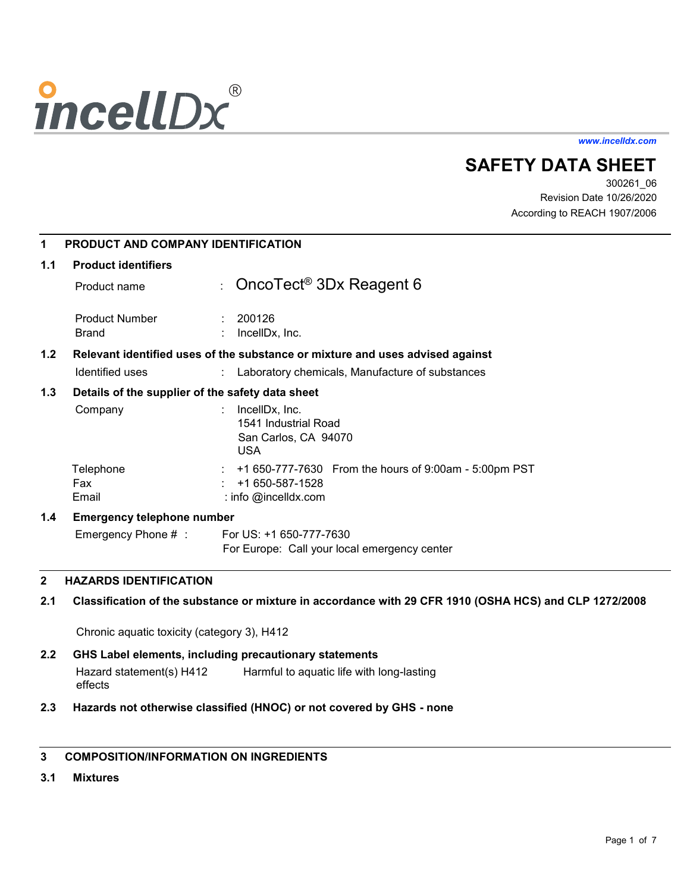incellDx®

*www.incelldx.com*

# SAFETY DATA SHEET

300261_06
Revision Date 10/26/2020
According to REACH 1907/2006

## 1 PRODUCT AND COMPANY IDENTIFICATION

### 1.1 Product identifiers

| | | |
|---|---|---|
| Product name | : | OncoTect® 3Dx Reagent 6 |
| Product Number | : | 200126 |
| Brand | : | IncellDx, Inc. |

### 1.2 Relevant identified uses of the substance or mixture and uses advised against

| | | |
|---|---|---|
| Identified uses | : | Laboratory chemicals, Manufacture of substances |

### 1.3 Details of the supplier of the safety data sheet

| | | |
|---|---|---|
| Company | : | IncellDx, Inc.<br>1541 Industrial Road<br>San Carlos, CA 94070<br>USA |
| Telephone | : | +1 650-777-7630 From the hours of 9:00am - 5:00pm PST |
| Fax | : | +1 650-587-1528 |
| Email | : | info @incelldx.com |

### 1.4 Emergency telephone number

Emergency Phone # : For US: +1 650-777-7630
For Europe: Call your local emergency center

## 2 HAZARDS IDENTIFICATION

### 2.1 Classification of the substance or mixture in accordance with 29 CFR 1910 (OSHA HCS) and CLP 1272/2008

Chronic aquatic toxicity (category 3), H412

### 2.2 GHS Label elements, including precautionary statements

Hazard statement(s) H412 Harmful to aquatic life with long-lasting effects

### 2.3 Hazards not otherwise classified (HNOC) or not covered by GHS - none

## 3 COMPOSITION/INFORMATION ON INGREDIENTS

### 3.1 Mixtures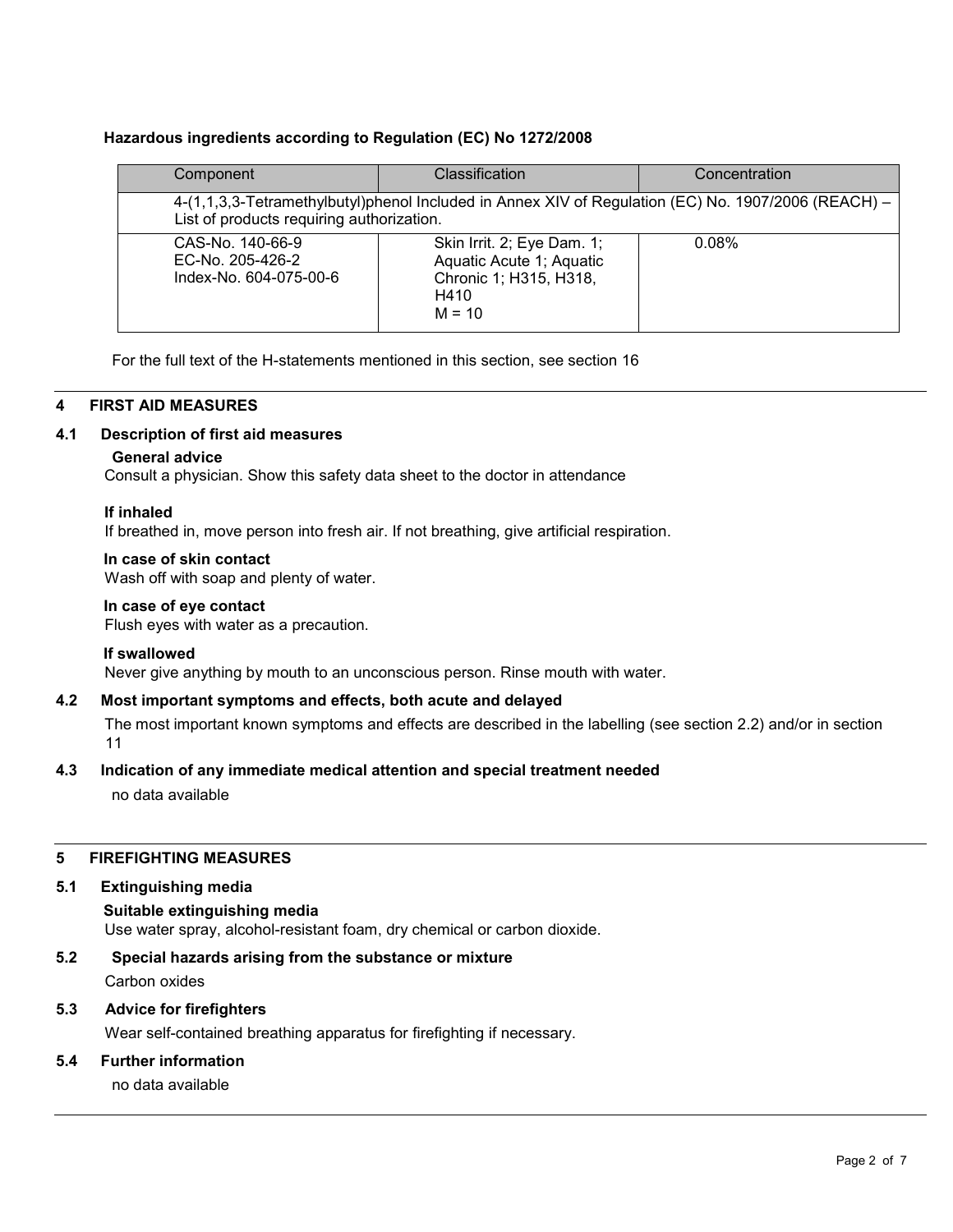**Hazardous ingredients according to Regulation (EC) No 1272/2008**

| Component | Classification | Concentration |
|---|---|---|
| 4-(1,1,3,3-Tetramethylbutyl)phenol Included in Annex XIV of Regulation (EC) No. 1907/2006 (REACH) – List of products requiring authorization. | | |
| CAS-No. 140-66-9<br>EC-No. 205-426-2<br>Index-No. 604-075-00-6 | Skin Irrit. 2; Eye Dam. 1; Aquatic Acute 1; Aquatic Chronic 1; H315, H318, H410<br>M = 10 | 0.08% |

For the full text of the H-statements mentioned in this section, see section 16

## 4 FIRST AID MEASURES

### 4.1 Description of first aid measures

**General advice**
Consult a physician. Show this safety data sheet to the doctor in attendance

**If inhaled**
If breathed in, move person into fresh air. If not breathing, give artificial respiration.

**In case of skin contact**
Wash off with soap and plenty of water.

**In case of eye contact**
Flush eyes with water as a precaution.

**If swallowed**
Never give anything by mouth to an unconscious person. Rinse mouth with water.

### 4.2 Most important symptoms and effects, both acute and delayed

The most important known symptoms and effects are described in the labelling (see section 2.2) and/or in section 11

### 4.3 Indication of any immediate medical attention and special treatment needed

no data available

## 5 FIREFIGHTING MEASURES

### 5.1 Extinguishing media

**Suitable extinguishing media**
Use water spray, alcohol-resistant foam, dry chemical or carbon dioxide.

### 5.2 Special hazards arising from the substance or mixture

Carbon oxides

### 5.3 Advice for firefighters

Wear self-contained breathing apparatus for firefighting if necessary.

### 5.4 Further information

no data available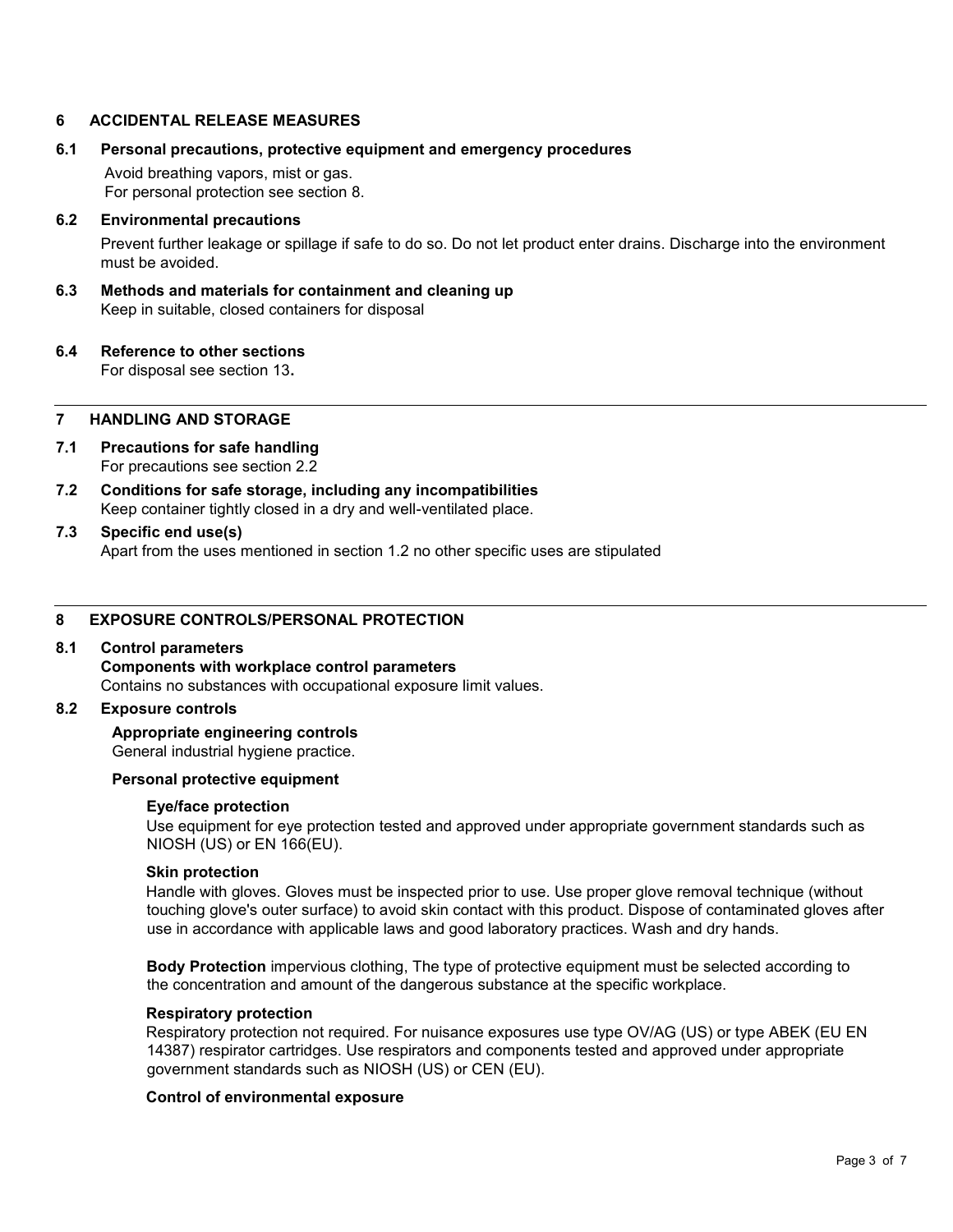## 6 ACCIDENTAL RELEASE MEASURES

### 6.1 Personal precautions, protective equipment and emergency procedures

Avoid breathing vapors, mist or gas.
For personal protection see section 8.

### 6.2 Environmental precautions

Prevent further leakage or spillage if safe to do so. Do not let product enter drains. Discharge into the environment must be avoided.

### 6.3 Methods and materials for containment and cleaning up

Keep in suitable, closed containers for disposal

### 6.4 Reference to other sections

For disposal see section 13**.**

## 7 HANDLING AND STORAGE

### 7.1 Precautions for safe handling

For precautions see section 2.2

### 7.2 Conditions for safe storage, including any incompatibilities

Keep container tightly closed in a dry and well-ventilated place.

### 7.3 Specific end use(s)

Apart from the uses mentioned in section 1.2 no other specific uses are stipulated

## 8 EXPOSURE CONTROLS/PERSONAL PROTECTION

### 8.1 Control parameters

**Components with workplace control parameters**

Contains no substances with occupational exposure limit values.

### 8.2 Exposure controls

**Appropriate engineering controls**

General industrial hygiene practice.

**Personal protective equipment**

**Eye/face protection**

Use equipment for eye protection tested and approved under appropriate government standards such as NIOSH (US) or EN 166(EU).

**Skin protection**

Handle with gloves. Gloves must be inspected prior to use. Use proper glove removal technique (without touching glove's outer surface) to avoid skin contact with this product. Dispose of contaminated gloves after use in accordance with applicable laws and good laboratory practices. Wash and dry hands.

**Body Protection** impervious clothing, The type of protective equipment must be selected according to the concentration and amount of the dangerous substance at the specific workplace.

**Respiratory protection**

Respiratory protection not required. For nuisance exposures use type OV/AG (US) or type ABEK (EU EN 14387) respirator cartridges. Use respirators and components tested and approved under appropriate government standards such as NIOSH (US) or CEN (EU).

**Control of environmental exposure**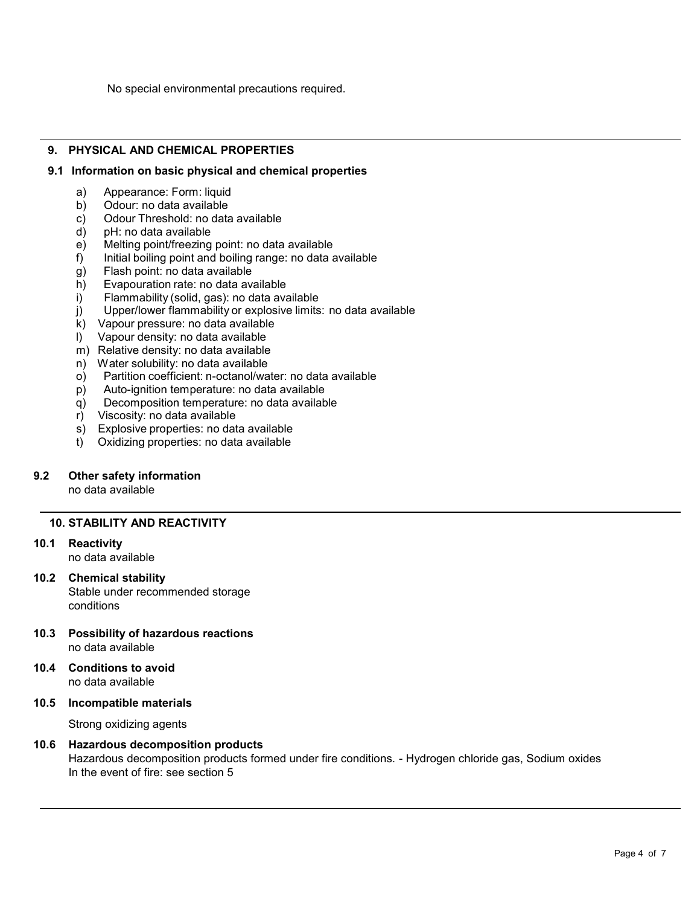No special environmental precautions required.

## 9. PHYSICAL AND CHEMICAL PROPERTIES

### 9.1 Information on basic physical and chemical properties

a) Appearance: Form: liquid
b) Odour: no data available
c) Odour Threshold: no data available
d) pH: no data available
e) Melting point/freezing point: no data available
f) Initial boiling point and boiling range: no data available
g) Flash point: no data available
h) Evapouration rate: no data available
i) Flammability (solid, gas): no data available
j) Upper/lower flammability or explosive limits: no data available
k) Vapour pressure: no data available
l) Vapour density: no data available
m) Relative density: no data available
n) Water solubility: no data available
o) Partition coefficient: n-octanol/water: no data available
p) Auto-ignition temperature: no data available
q) Decomposition temperature: no data available
r) Viscosity: no data available
s) Explosive properties: no data available
t) Oxidizing properties: no data available

### 9.2 Other safety information

no data available

## 10. STABILITY AND REACTIVITY

### 10.1 Reactivity

no data available

### 10.2 Chemical stability

Stable under recommended storage conditions

### 10.3 Possibility of hazardous reactions

no data available

### 10.4 Conditions to avoid

no data available

### 10.5 Incompatible materials

Strong oxidizing agents

### 10.6 Hazardous decomposition products

Hazardous decomposition products formed under fire conditions. - Hydrogen chloride gas, Sodium oxides
In the event of fire: see section 5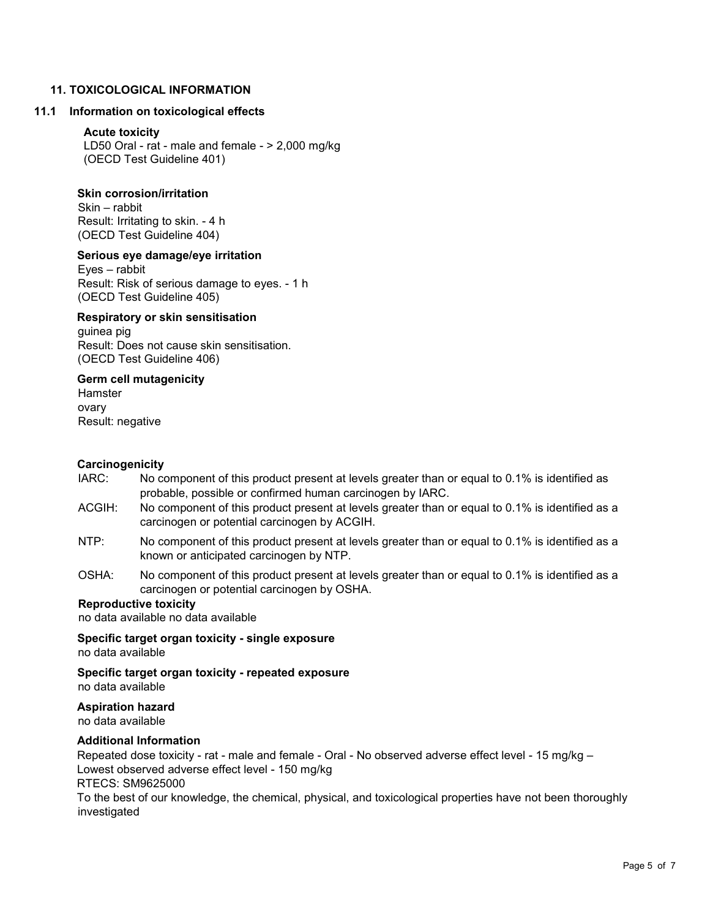## 11. TOXICOLOGICAL INFORMATION

### 11.1 Information on toxicological effects

**Acute toxicity**

LD50 Oral - rat - male and female - > 2,000 mg/kg
(OECD Test Guideline 401)

**Skin corrosion/irritation**

Skin – rabbit
Result: Irritating to skin. - 4 h
(OECD Test Guideline 404)

**Serious eye damage/eye irritation**

Eyes – rabbit
Result: Risk of serious damage to eyes. - 1 h
(OECD Test Guideline 405)

**Respiratory or skin sensitisation**

guinea pig
Result: Does not cause skin sensitisation.
(OECD Test Guideline 406)

**Germ cell mutagenicity**

Hamster
ovary
Result: negative

**Carcinogenicity**

IARC: No component of this product present at levels greater than or equal to 0.1% is identified as probable, possible or confirmed human carcinogen by IARC.

ACGIH: No component of this product present at levels greater than or equal to 0.1% is identified as a carcinogen or potential carcinogen by ACGIH.

NTP: No component of this product present at levels greater than or equal to 0.1% is identified as a known or anticipated carcinogen by NTP.

OSHA: No component of this product present at levels greater than or equal to 0.1% is identified as a carcinogen or potential carcinogen by OSHA.

**Reproductive toxicity**

no data available no data available

**Specific target organ toxicity - single exposure**

no data available

**Specific target organ toxicity - repeated exposure**

no data available

**Aspiration hazard**

no data available

**Additional Information**

Repeated dose toxicity - rat - male and female - Oral - No observed adverse effect level - 15 mg/kg – Lowest observed adverse effect level - 150 mg/kg
RTECS: SM9625000
To the best of our knowledge, the chemical, physical, and toxicological properties have not been thoroughly investigated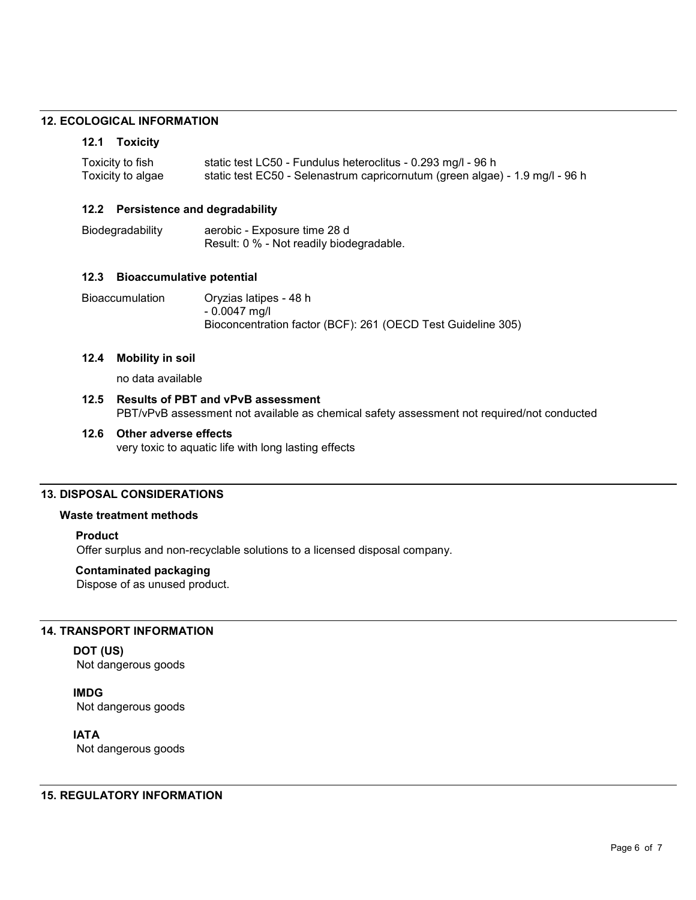## 12. ECOLOGICAL INFORMATION

### 12.1 Toxicity

| | |
|---|---|
| Toxicity to fish | static test LC50 - Fundulus heteroclitus - 0.293 mg/l - 96 h |
| Toxicity to algae | static test EC50 - Selenastrum capricornutum (green algae) - 1.9 mg/l - 96 h |

### 12.2 Persistence and degradability

| | |
|---|---|
| Biodegradability | aerobic - Exposure time 28 d<br>Result: 0 % - Not readily biodegradable. |

### 12.3 Bioaccumulative potential

| | |
|---|---|
| Bioaccumulation | Oryzias latipes - 48 h<br>- 0.0047 mg/l<br>Bioconcentration factor (BCF): 261 (OECD Test Guideline 305) |

### 12.4 Mobility in soil

no data available

### 12.5 Results of PBT and vPvB assessment

PBT/vPvB assessment not available as chemical safety assessment not required/not conducted

### 12.6 Other adverse effects

very toxic to aquatic life with long lasting effects

## 13. DISPOSAL CONSIDERATIONS

### Waste treatment methods

**Product**

Offer surplus and non-recyclable solutions to a licensed disposal company.

**Contaminated packaging**

Dispose of as unused product.

## 14. TRANSPORT INFORMATION

**DOT (US)**

Not dangerous goods

**IMDG**

Not dangerous goods

**IATA**

Not dangerous goods

## 15. REGULATORY INFORMATION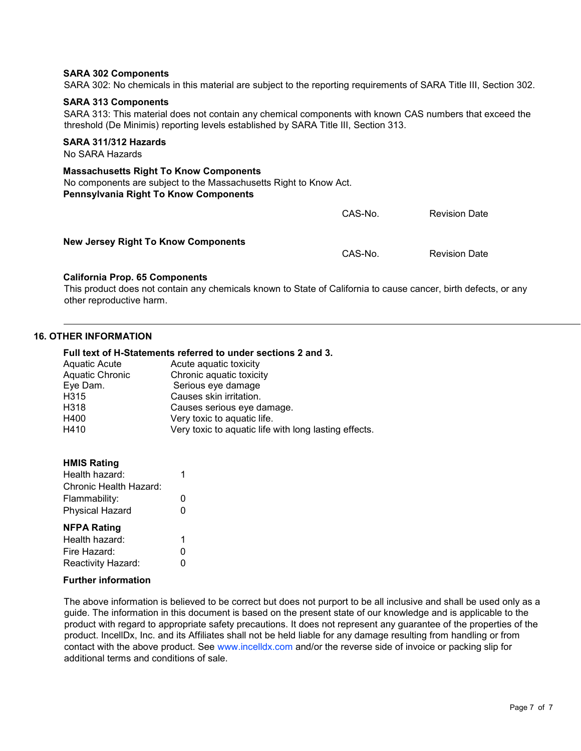**SARA 302 Components**

SARA 302: No chemicals in this material are subject to the reporting requirements of SARA Title III, Section 302.

**SARA 313 Components**

SARA 313: This material does not contain any chemical components with known CAS numbers that exceed the threshold (De Minimis) reporting levels established by SARA Title III, Section 313.

**SARA 311/312 Hazards**

No SARA Hazards

**Massachusetts Right To Know Components**

No components are subject to the Massachusetts Right to Know Act.

**Pennsylvania Right To Know Components**

| | CAS-No. | Revision Date |
|---|---|---|

**New Jersey Right To Know Components**

| | CAS-No. | Revision Date |
|---|---|---|

**California Prop. 65 Components**

This product does not contain any chemicals known to State of California to cause cancer, birth defects, or any other reproductive harm.

## 16. OTHER INFORMATION

**Full text of H-Statements referred to under sections 2 and 3.**

| | |
|---|---|
| Aquatic Acute | Acute aquatic toxicity |
| Aquatic Chronic | Chronic aquatic toxicity |
| Eye Dam. | Serious eye damage |
| H315 | Causes skin irritation. |
| H318 | Causes serious eye damage. |
| H400 | Very toxic to aquatic life. |
| H410 | Very toxic to aquatic life with long lasting effects. |

**HMIS Rating**

| | |
|---|---|
| Health hazard: | 1 |
| Chronic Health Hazard: | |
| Flammability: | 0 |
| Physical Hazard | 0 |

**NFPA Rating**

| | |
|---|---|
| Health hazard: | 1 |
| Fire Hazard: | 0 |
| Reactivity Hazard: | 0 |

**Further information**

The above information is believed to be correct but does not purport to be all inclusive and shall be used only as a guide. The information in this document is based on the present state of our knowledge and is applicable to the product with regard to appropriate safety precautions. It does not represent any guarantee of the properties of the product. IncellDx, Inc. and its Affiliates shall not be held liable for any damage resulting from handling or from contact with the above product. See www.incelldx.com and/or the reverse side of invoice or packing slip for additional terms and conditions of sale.